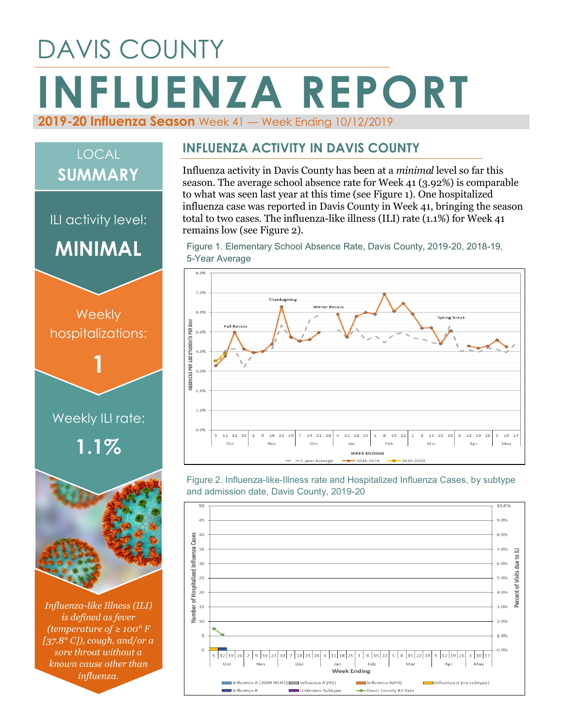# DAVIS COUNTY

# INFLUENZA REPORT

**2019-20 Influenza Season** Week 41 — Week Ending 10/12/2019

## LOCAL SUMMARY

ILI activity level:

**MINIMAL**

Weekly hospitalizations:

**1**

Weekly ILI rate:

**1.1%**

*Influenza-like Illness (ILI) is defined as fever (temperature of ≥ 100° F [37.8° C]), cough, and/or a sore throat without a known cause other than influenza.*

## INFLUENZA ACTIVITY IN DAVIS COUNTY

Influenza activity in Davis County has been at a *minimal* level so far this season. The average school absence rate for Week 41 (3.92%) is comparable to what was seen last year at this time (see Figure 1). One hospitalized influenza case was reported in Davis County in Week 41, bringing the season total to two cases. The influenza-like illness (ILI) rate (1.1%) for Week 41 remains low (see Figure 2).

Figure 1. Elementary School Absence Rate, Davis County, 2019-20, 2018-19, 5-Year Average

Figure 2. Influenza-like-Illness rate and Hospitalized Influenza Cases, by subtype and admission date, Davis County, 2019-20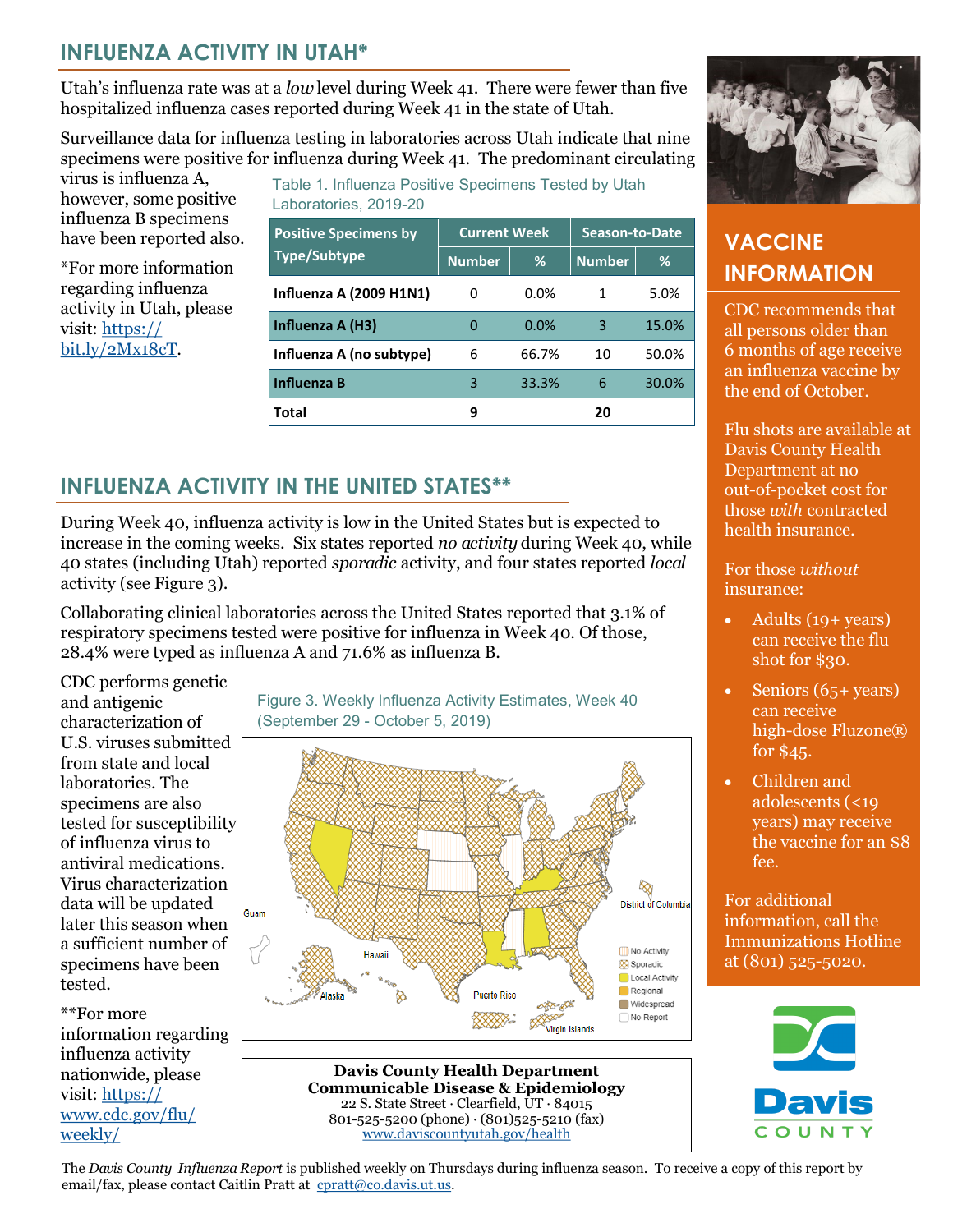## INFLUENZA ACTIVITY IN UTAH*

Utah's influenza rate was at a *low* level during Week 41. There were fewer than five hospitalized influenza cases reported during Week 41 in the state of Utah.

Surveillance data for influenza testing in laboratories across Utah indicate that nine specimens were positive for influenza during Week 41. The predominant circulating virus is influenza A, however, some positive influenza B specimens have been reported also.

*For more information regarding influenza activity in Utah, please visit: https://bit.ly/2Mx18cT.

Table 1. Influenza Positive Specimens Tested by Utah Laboratories, 2019-20

| Positive Specimens by Type/Subtype | Current Week | | Season-to-Date | |
|---|---|---|---|---|
| | Number | % | Number | % |
| **Influenza A (2009 H1N1)** | 0 | 0.0% | 1 | 5.0% |
| **Influenza A (H3)** | 0 | 0.0% | 3 | 15.0% |
| **Influenza A (no subtype)** | 6 | 66.7% | 10 | 50.0% |
| **Influenza B** | 3 | 33.3% | 6 | 30.0% |
| **Total** | **9** | | **20** | |

## INFLUENZA ACTIVITY IN THE UNITED STATES**

During Week 40, influenza activity is low in the United States but is expected to increase in the coming weeks. Six states reported *no activity* during Week 40, while 40 states (including Utah) reported *sporadic* activity, and four states reported *local* activity (see Figure 3).

Collaborating clinical laboratories across the United States reported that 3.1% of respiratory specimens tested were positive for influenza in Week 40. Of those, 28.4% were typed as influenza A and 71.6% as influenza B.

CDC performs genetic and antigenic characterization of U.S. viruses submitted from state and local laboratories. The specimens are also tested for susceptibility of influenza virus to antiviral medications. Virus characterization data will be updated later this season when a sufficient number of specimens have been tested.

**For more information regarding influenza activity nationwide, please visit: https://www.cdc.gov/flu/weekly/

Figure 3. Weekly Influenza Activity Estimates, Week 40 (September 29 - October 5, 2019)

Guam
Hawaii
Alaska
Puerto Rico
Virgin Islands
District of Columbia
No Activity
Sporadic
Local Activity
Regional
Widespread
No Report

**Davis County Health Department**
**Communicable Disease & Epidemiology**
22 S. State Street · Clearfield, UT · 84015
801-525-5200 (phone) · (801)525-5210 (fax)
www.daviscountyutah.gov/health

## VACCINE INFORMATION

CDC recommends that all persons older than 6 months of age receive an influenza vaccine by the end of October.

Flu shots are available at Davis County Health Department at no out-of-pocket cost for those *with* contracted health insurance.

For those *without* insurance:

- Adults (19+ years) can receive the flu shot for $30.
- Seniors (65+ years) can receive high-dose Fluzone® for $45.
- Children and adolescents (<19 years) may receive the vaccine for an $8 fee.

For additional information, call the Immunizations Hotline at (801) 525-5020.

Davis COUNTY

The *Davis County Influenza Report* is published weekly on Thursdays during influenza season. To receive a copy of this report by email/fax, please contact Caitlin Pratt at cpratt@co.davis.ut.us.